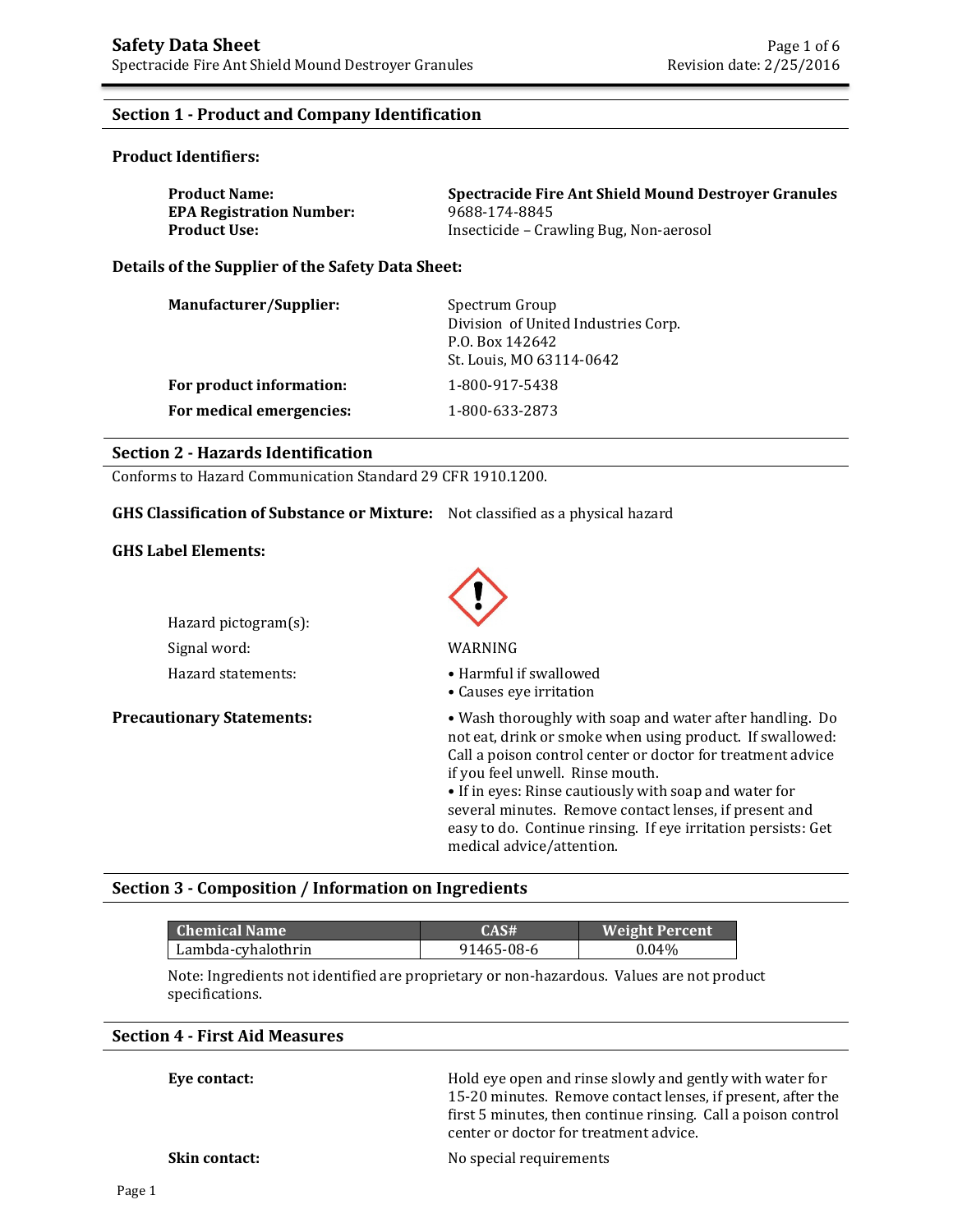# Safety Data Sheet

Spectracide Fire Ant Shield Mound Destroyer Granules

## Section 1 - Product and Company Identification

### Product Identifiers:

**Product Name:** **Spectracide Fire Ant Shield Mound Destroyer Granules**
**EPA Registration Number:** 9688-174-8845
**Product Use:** Insecticide – Crawling Bug, Non-aerosol

### Details of the Supplier of the Safety Data Sheet:

**Manufacturer/Supplier:**
Spectrum Group
Division of United Industries Corp.
P.O. Box 142642
St. Louis, MO 63114-0642

**For product information:** 1-800-917-5438

**For medical emergencies:** 1-800-633-2873

## Section 2 - Hazards Identification

Conforms to Hazard Communication Standard 29 CFR 1910.1200.

**GHS Classification of Substance or Mixture:** Not classified as a physical hazard

**GHS Label Elements:**

Hazard pictogram(s): (exclamation mark)

Signal word: WARNING

Hazard statements:

- Harmful if swallowed
- Causes eye irritation

**Precautionary Statements:**

- Wash thoroughly with soap and water after handling. Do not eat, drink or smoke when using product. If swallowed: Call a poison control center or doctor for treatment advice if you feel unwell. Rinse mouth.
- If in eyes: Rinse cautiously with soap and water for several minutes. Remove contact lenses, if present and easy to do. Continue rinsing. If eye irritation persists: Get medical advice/attention.

## Section 3 - Composition / Information on Ingredients

| Chemical Name | CAS# | Weight Percent |
| --- | --- | --- |
| Lambda-cyhalothrin | 91465-08-6 | 0.04% |

Note: Ingredients not identified are proprietary or non-hazardous. Values are not product specifications.

## Section 4 - First Aid Measures

**Eye contact:** Hold eye open and rinse slowly and gently with water for 15-20 minutes. Remove contact lenses, if present, after the first 5 minutes, then continue rinsing. Call a poison control center or doctor for treatment advice.

**Skin contact:** No special requirements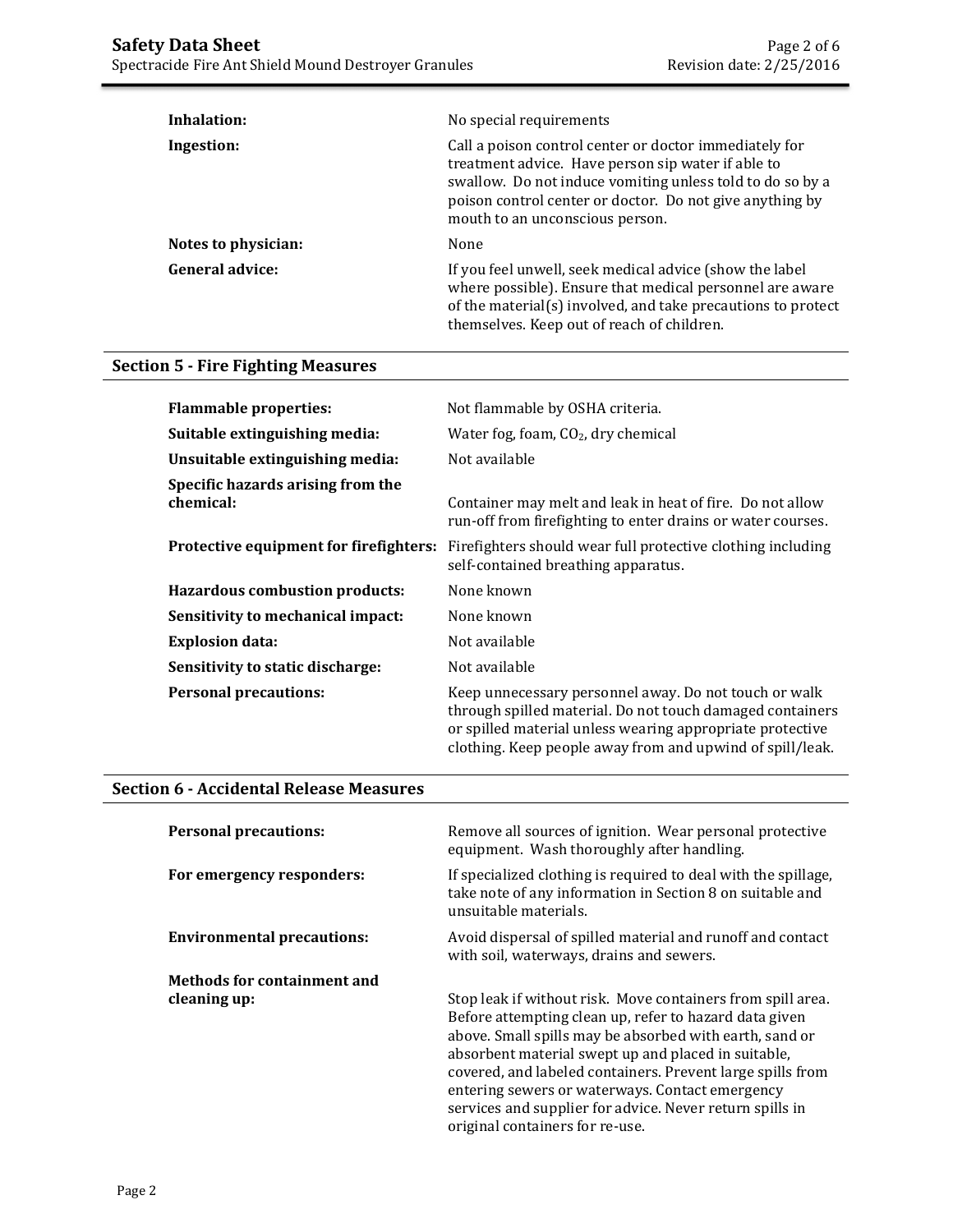| | |
|---|---|
| **Inhalation:** | No special requirements |
| **Ingestion:** | Call a poison control center or doctor immediately for treatment advice. Have person sip water if able to swallow. Do not induce vomiting unless told to do so by a poison control center or doctor. Do not give anything by mouth to an unconscious person. |
| **Notes to physician:** | None |
| **General advice:** | If you feel unwell, seek medical advice (show the label where possible). Ensure that medical personnel are aware of the material(s) involved, and take precautions to protect themselves. Keep out of reach of children. |

## Section 5 - Fire Fighting Measures

| | |
|---|---|
| **Flammable properties:** | Not flammable by OSHA criteria. |
| **Suitable extinguishing media:** | Water fog, foam, $CO_2$, dry chemical |
| **Unsuitable extinguishing media:** | Not available |
| **Specific hazards arising from the chemical:** | Container may melt and leak in heat of fire. Do not allow run-off from firefighting to enter drains or water courses. |
| **Protective equipment for firefighters:** | Firefighters should wear full protective clothing including self-contained breathing apparatus. |
| **Hazardous combustion products:** | None known |
| **Sensitivity to mechanical impact:** | None known |
| **Explosion data:** | Not available |
| **Sensitivity to static discharge:** | Not available |
| **Personal precautions:** | Keep unnecessary personnel away. Do not touch or walk through spilled material. Do not touch damaged containers or spilled material unless wearing appropriate protective clothing. Keep people away from and upwind of spill/leak. |

## Section 6 - Accidental Release Measures

| | |
|---|---|
| **Personal precautions:** | Remove all sources of ignition. Wear personal protective equipment. Wash thoroughly after handling. |
| **For emergency responders:** | If specialized clothing is required to deal with the spillage, take note of any information in Section 8 on suitable and unsuitable materials. |
| **Environmental precautions:** | Avoid dispersal of spilled material and runoff and contact with soil, waterways, drains and sewers. |
| **Methods for containment and cleaning up:** | Stop leak if without risk. Move containers from spill area. Before attempting clean up, refer to hazard data given above. Small spills may be absorbed with earth, sand or absorbent material swept up and placed in suitable, covered, and labeled containers. Prevent large spills from entering sewers or waterways. Contact emergency services and supplier for advice. Never return spills in original containers for re-use. |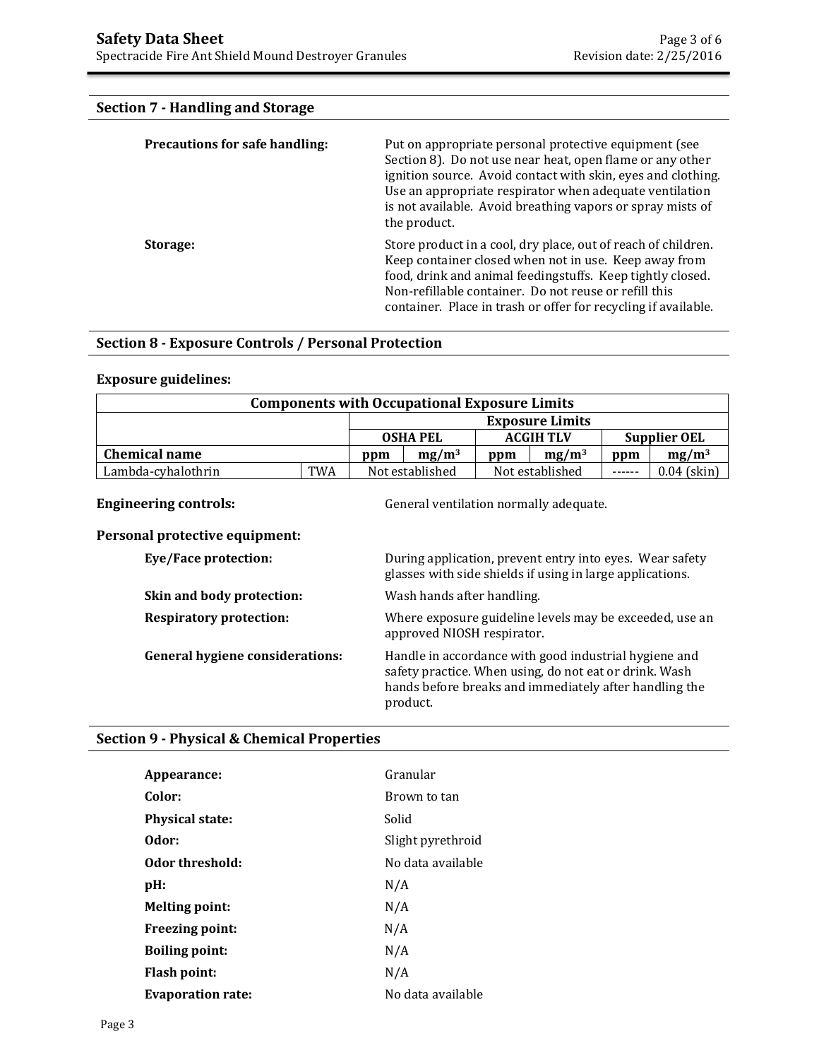## Section 7 - Handling and Storage

**Precautions for safe handling:** Put on appropriate personal protective equipment (see Section 8). Do not use near heat, open flame or any other ignition source. Avoid contact with skin, eyes and clothing. Use an appropriate respirator when adequate ventilation is not available. Avoid breathing vapors or spray mists of the product.

**Storage:** Store product in a cool, dry place, out of reach of children. Keep container closed when not in use. Keep away from food, drink and animal feedingstuffs. Keep tightly closed. Non-refillable container. Do not reuse or refill this container. Place in trash or offer for recycling if available.

## Section 8 - Exposure Controls / Personal Protection

**Exposure guidelines:**

| Components with Occupational Exposure Limits | | | | | | | |
|---|---|---|---|---|---|---|---|
| | | Exposure Limits | | | | | |
| | | OSHA PEL | | ACGIH TLV | | Supplier OEL | |
| **Chemical name** | | **ppm** | **mg/m³** | **ppm** | **mg/m³** | **ppm** | **mg/m³** |
| Lambda-cyhalothrin | TWA | Not established | | Not established | | ------ | 0.04 (skin) |

**Engineering controls:** General ventilation normally adequate.

**Personal protective equipment:**

**Eye/Face protection:** During application, prevent entry into eyes. Wear safety glasses with side shields if using in large applications.

**Skin and body protection:** Wash hands after handling.

**Respiratory protection:** Where exposure guideline levels may be exceeded, use an approved NIOSH respirator.

**General hygiene considerations:** Handle in accordance with good industrial hygiene and safety practice. When using, do not eat or drink. Wash hands before breaks and immediately after handling the product.

## Section 9 - Physical & Chemical Properties

**Appearance:** Granular

**Color:** Brown to tan

**Physical state:** Solid

**Odor:** Slight pyrethroid

**Odor threshold:** No data available

**pH:** N/A

**Melting point:** N/A

**Freezing point:** N/A

**Boiling point:** N/A

**Flash point:** N/A

**Evaporation rate:** No data available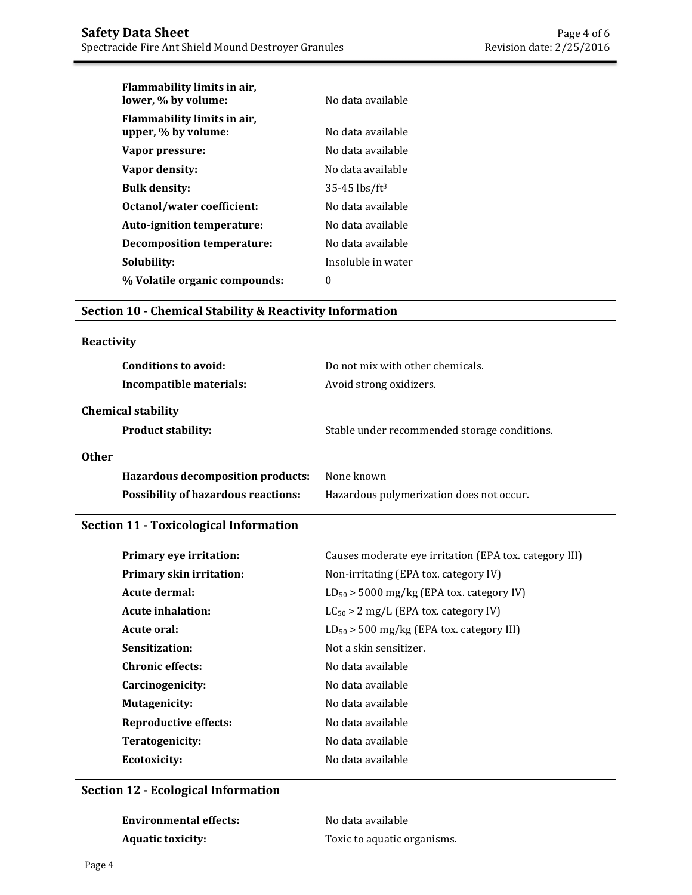| | |
|---|---|
| **Flammability limits in air, lower, % by volume:** | No data available |
| **Flammability limits in air, upper, % by volume:** | No data available |
| **Vapor pressure:** | No data available |
| **Vapor density:** | No data available |
| **Bulk density:** | 35-45 $lbs/ft^3$ |
| **Octanol/water coefficient:** | No data available |
| **Auto-ignition temperature:** | No data available |
| **Decomposition temperature:** | No data available |
| **Solubility:** | Insoluble in water |
| **% Volatile organic compounds:** | 0 |

## Section 10 - Chemical Stability & Reactivity Information

### Reactivity

| | |
|---|---|
| **Conditions to avoid:** | Do not mix with other chemicals. |
| **Incompatible materials:** | Avoid strong oxidizers. |

### Chemical stability

| | |
|---|---|
| **Product stability:** | Stable under recommended storage conditions. |

### Other

| | |
|---|---|
| **Hazardous decomposition products:** | None known |
| **Possibility of hazardous reactions:** | Hazardous polymerization does not occur. |

## Section 11 - Toxicological Information

| | |
|---|---|
| **Primary eye irritation:** | Causes moderate eye irritation (EPA tox. category III) |
| **Primary skin irritation:** | Non-irritating (EPA tox. category IV) |
| **Acute dermal:** | $LD_{50}$ > 5000 mg/kg (EPA tox. category IV) |
| **Acute inhalation:** | $LC_{50}$ > 2 mg/L (EPA tox. category IV) |
| **Acute oral:** | $LD_{50}$ > 500 mg/kg (EPA tox. category III) |
| **Sensitization:** | Not a skin sensitizer. |
| **Chronic effects:** | No data available |
| **Carcinogenicity:** | No data available |
| **Mutagenicity:** | No data available |
| **Reproductive effects:** | No data available |
| **Teratogenicity:** | No data available |
| **Ecotoxicity:** | No data available |

## Section 12 - Ecological Information

| | |
|---|---|
| **Environmental effects:** | No data available |
| **Aquatic toxicity:** | Toxic to aquatic organisms. |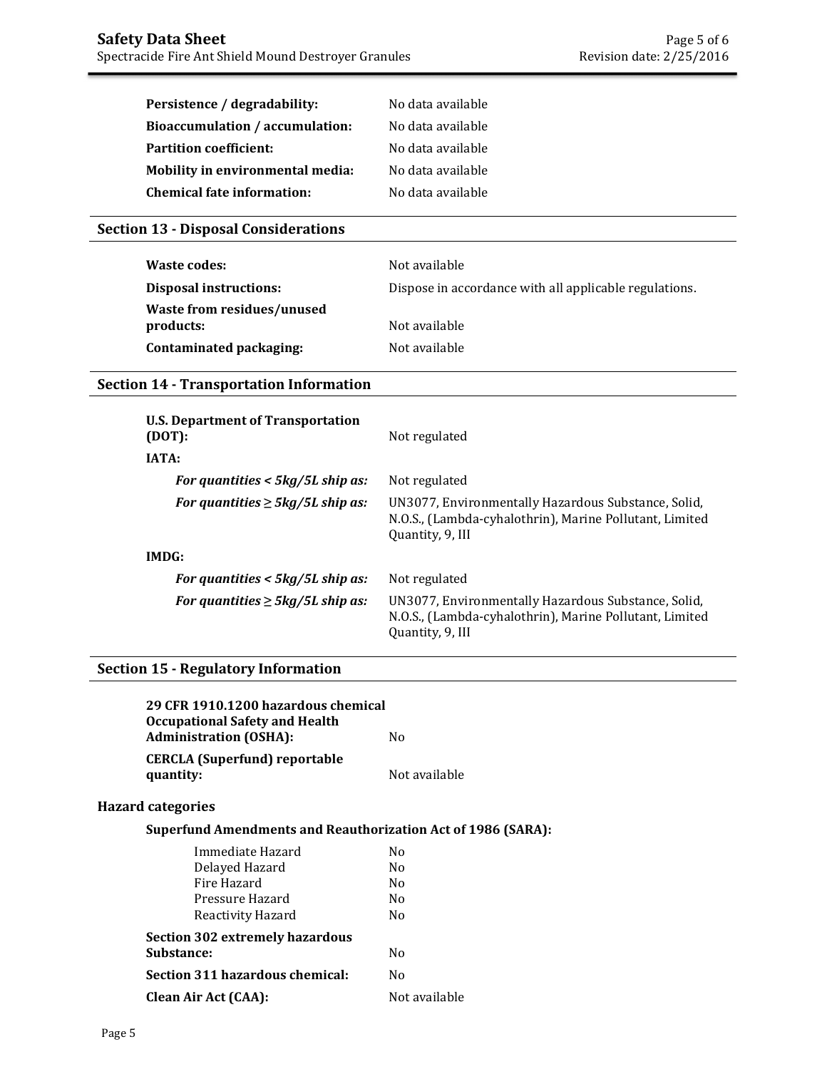| | |
|---|---|
| **Persistence / degradability:** | No data available |
| **Bioaccumulation / accumulation:** | No data available |
| **Partition coefficient:** | No data available |
| **Mobility in environmental media:** | No data available |
| **Chemical fate information:** | No data available |

## Section 13 - Disposal Considerations

| | |
|---|---|
| **Waste codes:** | Not available |
| **Disposal instructions:** | Dispose in accordance with all applicable regulations. |
| **Waste from residues/unused products:** | Not available |
| **Contaminated packaging:** | Not available |

## Section 14 - Transportation Information

| | |
|---|---|
| **U.S. Department of Transportation (DOT):** | Not regulated |
| **IATA:** | |
| ***For quantities < 5kg/5L ship as:*** | Not regulated |
| ***For quantities ≥ 5kg/5L ship as:*** | UN3077, Environmentally Hazardous Substance, Solid, N.O.S., (Lambda-cyhalothrin), Marine Pollutant, Limited Quantity, 9, III |
| **IMDG:** | |
| ***For quantities < 5kg/5L ship as:*** | Not regulated |
| ***For quantities ≥ 5kg/5L ship as:*** | UN3077, Environmentally Hazardous Substance, Solid, N.O.S., (Lambda-cyhalothrin), Marine Pollutant, Limited Quantity, 9, III |

## Section 15 - Regulatory Information

| | |
|---|---|
| **29 CFR 1910.1200 hazardous chemical Occupational Safety and Health Administration (OSHA):** | No |
| **CERCLA (Superfund) reportable quantity:** | Not available |

### Hazard categories

**Superfund Amendments and Reauthorization Act of 1986 (SARA):**

| | |
|---|---|
| Immediate Hazard | No |
| Delayed Hazard | No |
| Fire Hazard | No |
| Pressure Hazard | No |
| Reactivity Hazard | No |

| | |
|---|---|
| **Section 302 extremely hazardous Substance:** | No |
| **Section 311 hazardous chemical:** | No |
| **Clean Air Act (CAA):** | Not available |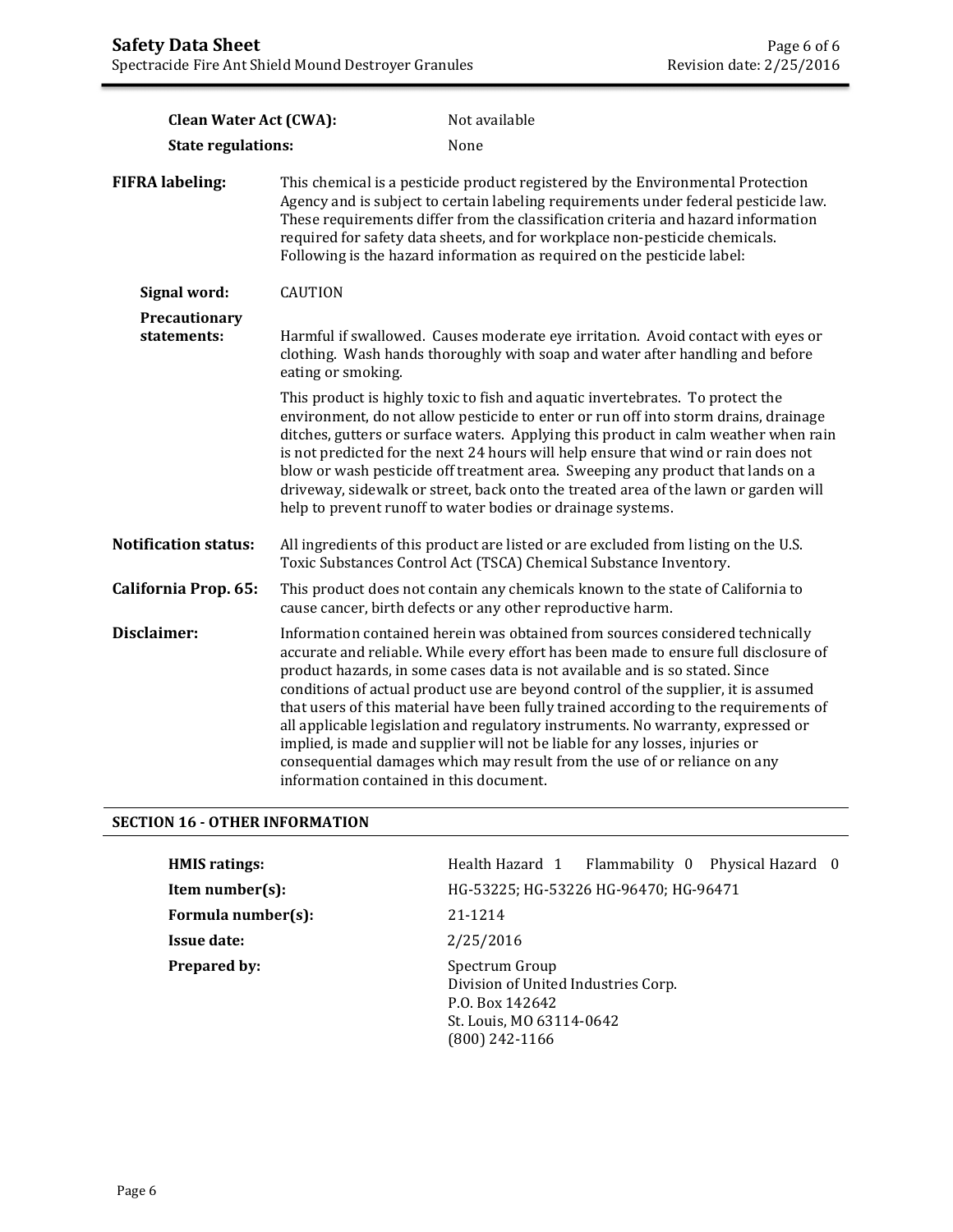**Clean Water Act (CWA):** Not available

**State regulations:** None

**FIFRA labeling:** This chemical is a pesticide product registered by the Environmental Protection Agency and is subject to certain labeling requirements under federal pesticide law. These requirements differ from the classification criteria and hazard information required for safety data sheets, and for workplace non-pesticide chemicals. Following is the hazard information as required on the pesticide label:

**Signal word:** CAUTION

**Precautionary statements:** Harmful if swallowed. Causes moderate eye irritation. Avoid contact with eyes or clothing. Wash hands thoroughly with soap and water after handling and before eating or smoking.

This product is highly toxic to fish and aquatic invertebrates. To protect the environment, do not allow pesticide to enter or run off into storm drains, drainage ditches, gutters or surface waters. Applying this product in calm weather when rain is not predicted for the next 24 hours will help ensure that wind or rain does not blow or wash pesticide off treatment area. Sweeping any product that lands on a driveway, sidewalk or street, back onto the treated area of the lawn or garden will help to prevent runoff to water bodies or drainage systems.

**Notification status:** All ingredients of this product are listed or are excluded from listing on the U.S. Toxic Substances Control Act (TSCA) Chemical Substance Inventory.

**California Prop. 65:** This product does not contain any chemicals known to the state of California to cause cancer, birth defects or any other reproductive harm.

**Disclaimer:** Information contained herein was obtained from sources considered technically accurate and reliable. While every effort has been made to ensure full disclosure of product hazards, in some cases data is not available and is so stated. Since conditions of actual product use are beyond control of the supplier, it is assumed that users of this material have been fully trained according to the requirements of all applicable legislation and regulatory instruments. No warranty, expressed or implied, is made and supplier will not be liable for any losses, injuries or consequential damages which may result from the use of or reliance on any information contained in this document.

## SECTION 16 - OTHER INFORMATION

**HMIS ratings:** Health Hazard 1 Flammability 0 Physical Hazard 0

**Item number(s):** HG-53225; HG-53226 HG-96470; HG-96471

**Formula number(s):** 21-1214

**Issue date:** 2/25/2016

**Prepared by:**
Spectrum Group
Division of United Industries Corp.
P.O. Box 142642
St. Louis, MO 63114-0642
(800) 242-1166